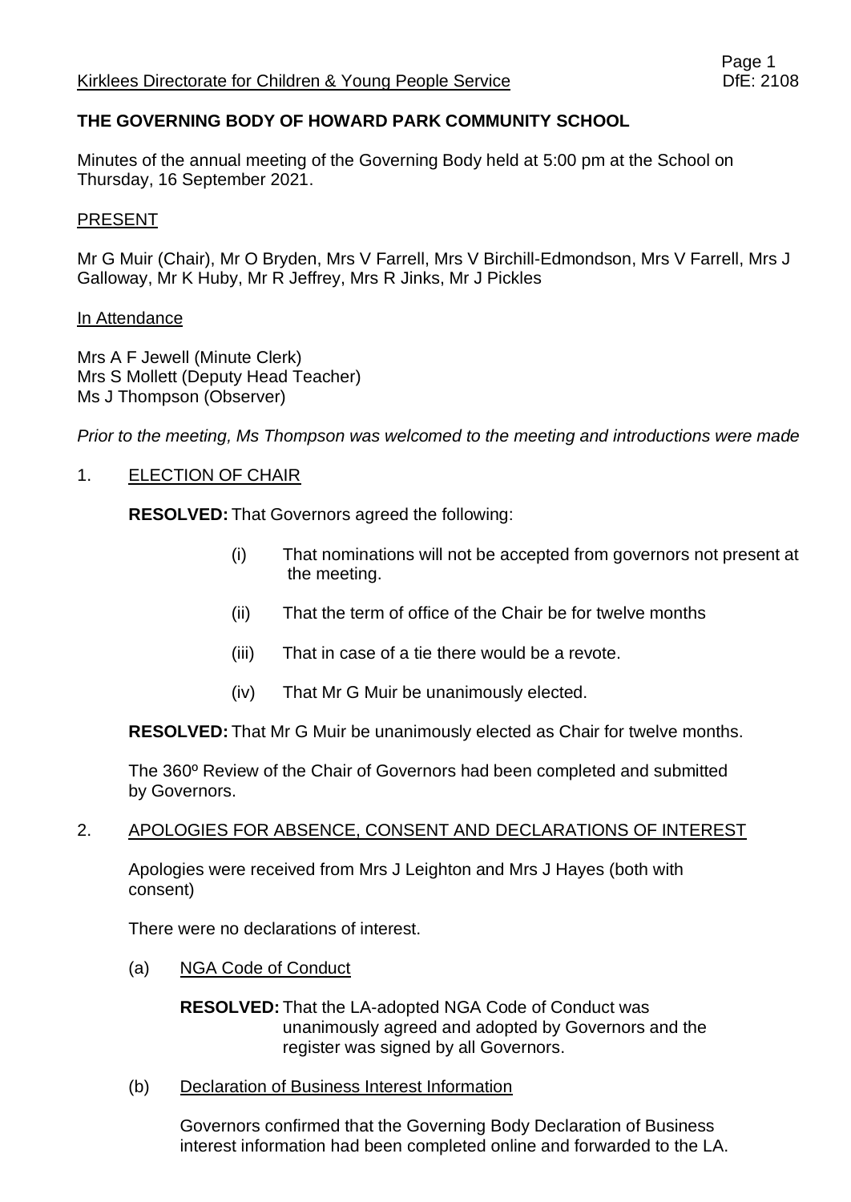Kirklees Directorate for Children & Young People Service DfE: 2108

**THE GOVERNING BODY OF HOWARD PARK COMMUNITY SCHOOL**

Minutes of the annual meeting of the Governing Body held at 5:00 pm at the School on Thursday, 16 September 2021.

PRESENT

Mr G Muir (Chair), Mr O Bryden, Mrs V Farrell, Mrs V Birchill-Edmondson, Mrs V Farrell, Mrs J Galloway, Mr K Huby, Mr R Jeffrey, Mrs R Jinks, Mr J Pickles

In Attendance

Mrs A F Jewell (Minute Clerk)
Mrs S Mollett (Deputy Head Teacher)
Ms J Thompson (Observer)

*Prior to the meeting, Ms Thompson was welcomed to the meeting and introductions were made*

1. ELECTION OF CHAIR

**RESOLVED:** That Governors agreed the following:

(i) That nominations will not be accepted from governors not present at the meeting.

(ii) That the term of office of the Chair be for twelve months

(iii) That in case of a tie there would be a revote.

(iv) That Mr G Muir be unanimously elected.

**RESOLVED:** That Mr G Muir be unanimously elected as Chair for twelve months.

The 360º Review of the Chair of Governors had been completed and submitted by Governors.

2. APOLOGIES FOR ABSENCE, CONSENT AND DECLARATIONS OF INTEREST

Apologies were received from Mrs J Leighton and Mrs J Hayes (both with consent)

There were no declarations of interest.

(a) NGA Code of Conduct

**RESOLVED:** That the LA-adopted NGA Code of Conduct was unanimously agreed and adopted by Governors and the register was signed by all Governors.

(b) Declaration of Business Interest Information

Governors confirmed that the Governing Body Declaration of Business interest information had been completed online and forwarded to the LA.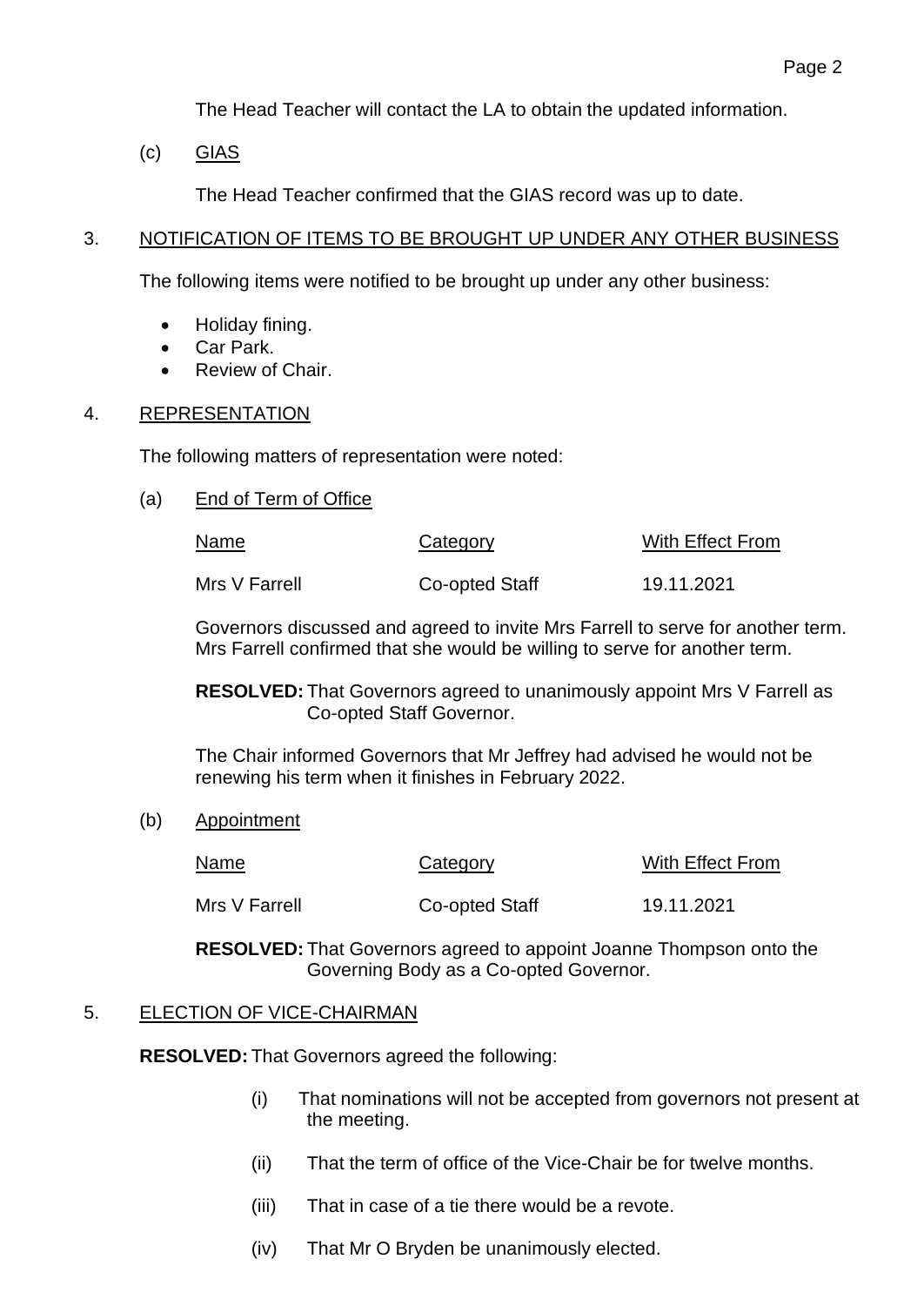The Head Teacher will contact the LA to obtain the updated information.

(c) GIAS

The Head Teacher confirmed that the GIAS record was up to date.

## 3. NOTIFICATION OF ITEMS TO BE BROUGHT UP UNDER ANY OTHER BUSINESS

The following items were notified to be brought up under any other business:

- Holiday fining.
- Car Park.
- Review of Chair.

## 4. REPRESENTATION

The following matters of representation were noted:

(a) End of Term of Office

| Name | Category | With Effect From |
|---|---|---|
| Mrs V Farrell | Co-opted Staff | 19.11.2021 |

Governors discussed and agreed to invite Mrs Farrell to serve for another term. Mrs Farrell confirmed that she would be willing to serve for another term.

**RESOLVED:** That Governors agreed to unanimously appoint Mrs V Farrell as Co-opted Staff Governor.

The Chair informed Governors that Mr Jeffrey had advised he would not be renewing his term when it finishes in February 2022.

(b) Appointment

| Name | Category | With Effect From |
|---|---|---|
| Mrs V Farrell | Co-opted Staff | 19.11.2021 |

**RESOLVED:** That Governors agreed to appoint Joanne Thompson onto the Governing Body as a Co-opted Governor.

## 5. ELECTION OF VICE-CHAIRMAN

**RESOLVED:** That Governors agreed the following:

(i) That nominations will not be accepted from governors not present at the meeting.

(ii) That the term of office of the Vice-Chair be for twelve months.

(iii) That in case of a tie there would be a revote.

(iv) That Mr O Bryden be unanimously elected.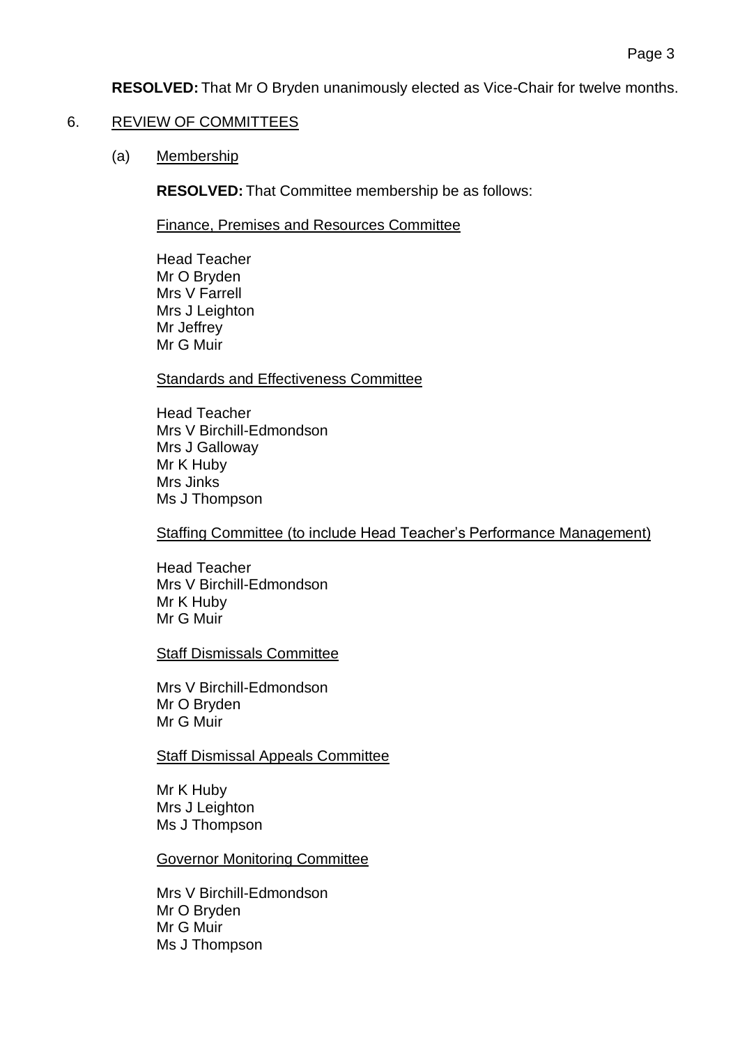**RESOLVED:** That Mr O Bryden unanimously elected as Vice-Chair for twelve months.

6. REVIEW OF COMMITTEES

(a) Membership

**RESOLVED:** That Committee membership be as follows:

Finance, Premises and Resources Committee

Head Teacher
Mr O Bryden
Mrs V Farrell
Mrs J Leighton
Mr Jeffrey
Mr G Muir

Standards and Effectiveness Committee

Head Teacher
Mrs V Birchill-Edmondson
Mrs J Galloway
Mr K Huby
Mrs Jinks
Ms J Thompson

Staffing Committee (to include Head Teacher's Performance Management)

Head Teacher
Mrs V Birchill-Edmondson
Mr K Huby
Mr G Muir

Staff Dismissals Committee

Mrs V Birchill-Edmondson
Mr O Bryden
Mr G Muir

Staff Dismissal Appeals Committee

Mr K Huby
Mrs J Leighton
Ms J Thompson

Governor Monitoring Committee

Mrs V Birchill-Edmondson
Mr O Bryden
Mr G Muir
Ms J Thompson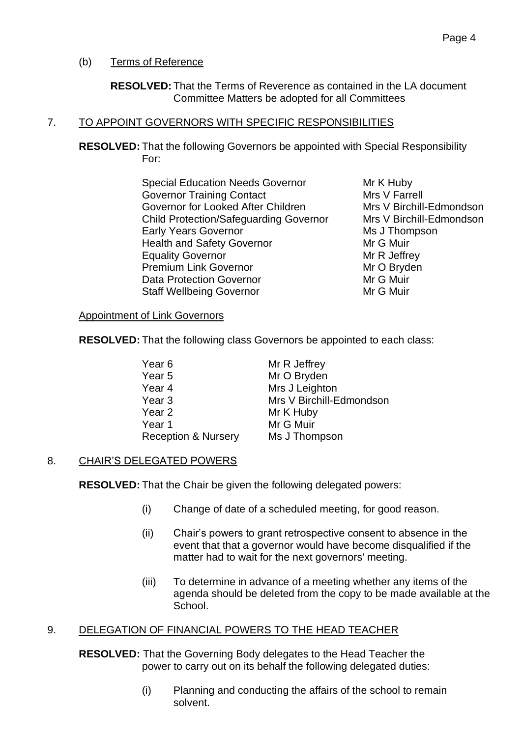(b) <u>Terms of Reference</u>

**RESOLVED:** That the Terms of Reverence as contained in the LA document Committee Matters be adopted for all Committees

7. <u>TO APPOINT GOVERNORS WITH SPECIFIC RESPONSIBILITIES</u>

**RESOLVED:** That the following Governors be appointed with Special Responsibility For:

| | |
|---|---|
| Special Education Needs Governor | Mr K Huby |
| Governor Training Contact | Mrs V Farrell |
| Governor for Looked After Children | Mrs V Birchill-Edmondson |
| Child Protection/Safeguarding Governor | Mrs V Birchill-Edmondson |
| Early Years Governor | Ms J Thompson |
| Health and Safety Governor | Mr G Muir |
| Equality Governor | Mr R Jeffrey |
| Premium Link Governor | Mr O Bryden |
| Data Protection Governor | Mr G Muir |
| Staff Wellbeing Governor | Mr G Muir |

<u>Appointment of Link Governors</u>

**RESOLVED:** That the following class Governors be appointed to each class:

| | |
|---|---|
| Year 6 | Mr R Jeffrey |
| Year 5 | Mr O Bryden |
| Year 4 | Mrs J Leighton |
| Year 3 | Mrs V Birchill-Edmondson |
| Year 2 | Mr K Huby |
| Year 1 | Mr G Muir |
| Reception & Nursery | Ms J Thompson |

8. <u>CHAIR'S DELEGATED POWERS</u>

**RESOLVED:** That the Chair be given the following delegated powers:

(i) Change of date of a scheduled meeting, for good reason.

(ii) Chair's powers to grant retrospective consent to absence in the event that that a governor would have become disqualified if the matter had to wait for the next governors' meeting.

(iii) To determine in advance of a meeting whether any items of the agenda should be deleted from the copy to be made available at the School.

9. <u>DELEGATION OF FINANCIAL POWERS TO THE HEAD TEACHER</u>

**RESOLVED:** That the Governing Body delegates to the Head Teacher the power to carry out on its behalf the following delegated duties:

(i) Planning and conducting the affairs of the school to remain solvent.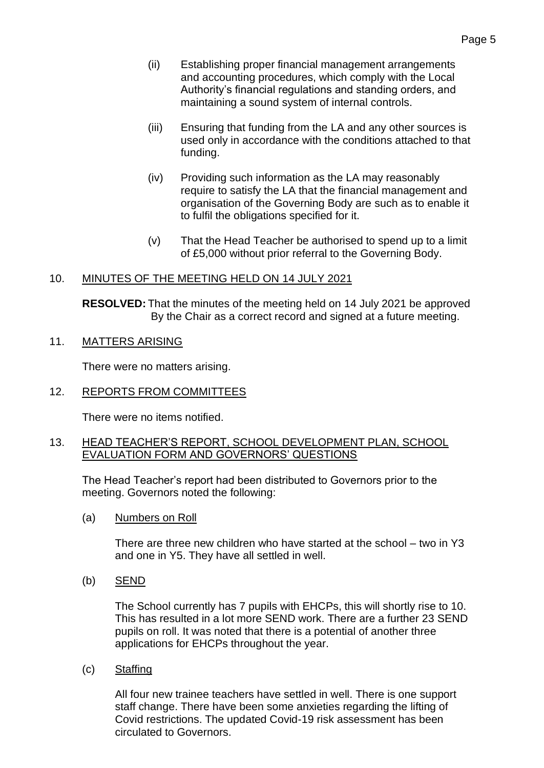(ii) Establishing proper financial management arrangements and accounting procedures, which comply with the Local Authority's financial regulations and standing orders, and maintaining a sound system of internal controls.

(iii) Ensuring that funding from the LA and any other sources is used only in accordance with the conditions attached to that funding.

(iv) Providing such information as the LA may reasonably require to satisfy the LA that the financial management and organisation of the Governing Body are such as to enable it to fulfil the obligations specified for it.

(v) That the Head Teacher be authorised to spend up to a limit of £5,000 without prior referral to the Governing Body.

## 10. MINUTES OF THE MEETING HELD ON 14 JULY 2021

**RESOLVED:** That the minutes of the meeting held on 14 July 2021 be approved By the Chair as a correct record and signed at a future meeting.

## 11. MATTERS ARISING

There were no matters arising.

## 12. REPORTS FROM COMMITTEES

There were no items notified.

## 13. HEAD TEACHER'S REPORT, SCHOOL DEVELOPMENT PLAN, SCHOOL EVALUATION FORM AND GOVERNORS' QUESTIONS

The Head Teacher's report had been distributed to Governors prior to the meeting. Governors noted the following:

(a) Numbers on Roll

There are three new children who have started at the school – two in Y3 and one in Y5. They have all settled in well.

(b) SEND

The School currently has 7 pupils with EHCPs, this will shortly rise to 10. This has resulted in a lot more SEND work. There are a further 23 SEND pupils on roll. It was noted that there is a potential of another three applications for EHCPs throughout the year.

(c) Staffing

All four new trainee teachers have settled in well. There is one support staff change. There have been some anxieties regarding the lifting of Covid restrictions. The updated Covid-19 risk assessment has been circulated to Governors.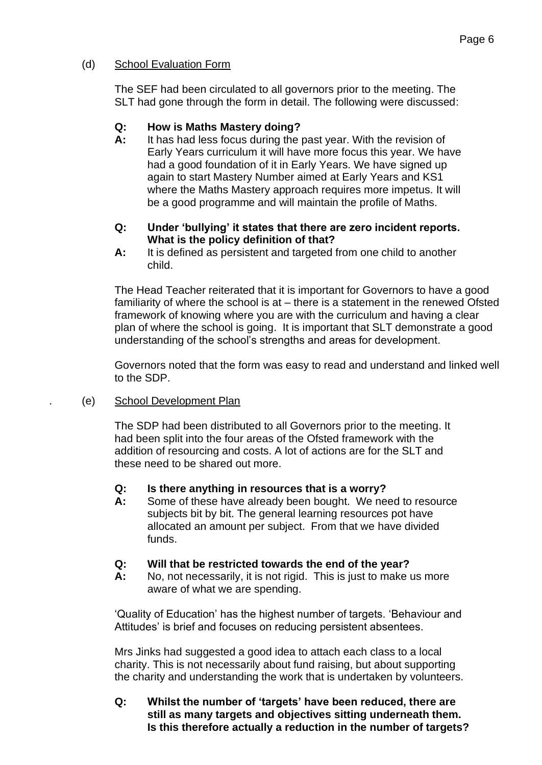(d) School Evaluation Form

The SEF had been circulated to all governors prior to the meeting. The SLT had gone through the form in detail. The following were discussed:

**Q: How is Maths Mastery doing?**

**A:** It has had less focus during the past year. With the revision of Early Years curriculum it will have more focus this year. We have had a good foundation of it in Early Years. We have signed up again to start Mastery Number aimed at Early Years and KS1 where the Maths Mastery approach requires more impetus. It will be a good programme and will maintain the profile of Maths.

**Q: Under 'bullying' it states that there are zero incident reports. What is the policy definition of that?**

**A:** It is defined as persistent and targeted from one child to another child.

The Head Teacher reiterated that it is important for Governors to have a good familiarity of where the school is at – there is a statement in the renewed Ofsted framework of knowing where you are with the curriculum and having a clear plan of where the school is going. It is important that SLT demonstrate a good understanding of the school's strengths and areas for development.

Governors noted that the form was easy to read and understand and linked well to the SDP.

(e) School Development Plan

The SDP had been distributed to all Governors prior to the meeting. It had been split into the four areas of the Ofsted framework with the addition of resourcing and costs. A lot of actions are for the SLT and these need to be shared out more.

**Q: Is there anything in resources that is a worry?**

**A:** Some of these have already been bought. We need to resource subjects bit by bit. The general learning resources pot have allocated an amount per subject. From that we have divided funds.

**Q: Will that be restricted towards the end of the year?**

**A:** No, not necessarily, it is not rigid. This is just to make us more aware of what we are spending.

'Quality of Education' has the highest number of targets. 'Behaviour and Attitudes' is brief and focuses on reducing persistent absentees.

Mrs Jinks had suggested a good idea to attach each class to a local charity. This is not necessarily about fund raising, but about supporting the charity and understanding the work that is undertaken by volunteers.

**Q: Whilst the number of 'targets' have been reduced, there are still as many targets and objectives sitting underneath them. Is this therefore actually a reduction in the number of targets?**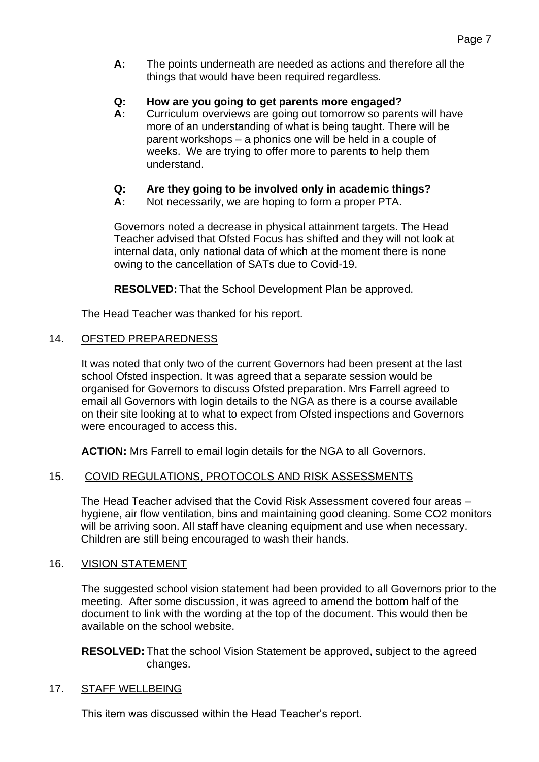**A:** The points underneath are needed as actions and therefore all the things that would have been required regardless.

**Q: How are you going to get parents more engaged?**
**A:** Curriculum overviews are going out tomorrow so parents will have more of an understanding of what is being taught. There will be parent workshops – a phonics one will be held in a couple of weeks. We are trying to offer more to parents to help them understand.

**Q: Are they going to be involved only in academic things?**
**A:** Not necessarily, we are hoping to form a proper PTA.

Governors noted a decrease in physical attainment targets. The Head Teacher advised that Ofsted Focus has shifted and they will not look at internal data, only national data of which at the moment there is none owing to the cancellation of SATs due to Covid-19.

**RESOLVED:** That the School Development Plan be approved.

The Head Teacher was thanked for his report.

14. OFSTED PREPAREDNESS

It was noted that only two of the current Governors had been present at the last school Ofsted inspection. It was agreed that a separate session would be organised for Governors to discuss Ofsted preparation. Mrs Farrell agreed to email all Governors with login details to the NGA as there is a course available on their site looking at to what to expect from Ofsted inspections and Governors were encouraged to access this.

**ACTION:** Mrs Farrell to email login details for the NGA to all Governors.

15. COVID REGULATIONS, PROTOCOLS AND RISK ASSESSMENTS

The Head Teacher advised that the Covid Risk Assessment covered four areas – hygiene, air flow ventilation, bins and maintaining good cleaning. Some $CO_2$ monitors will be arriving soon. All staff have cleaning equipment and use when necessary. Children are still being encouraged to wash their hands.

16. VISION STATEMENT

The suggested school vision statement had been provided to all Governors prior to the meeting. After some discussion, it was agreed to amend the bottom half of the document to link with the wording at the top of the document. This would then be available on the school website.

**RESOLVED:** That the school Vision Statement be approved, subject to the agreed changes.

17. STAFF WELLBEING

This item was discussed within the Head Teacher's report.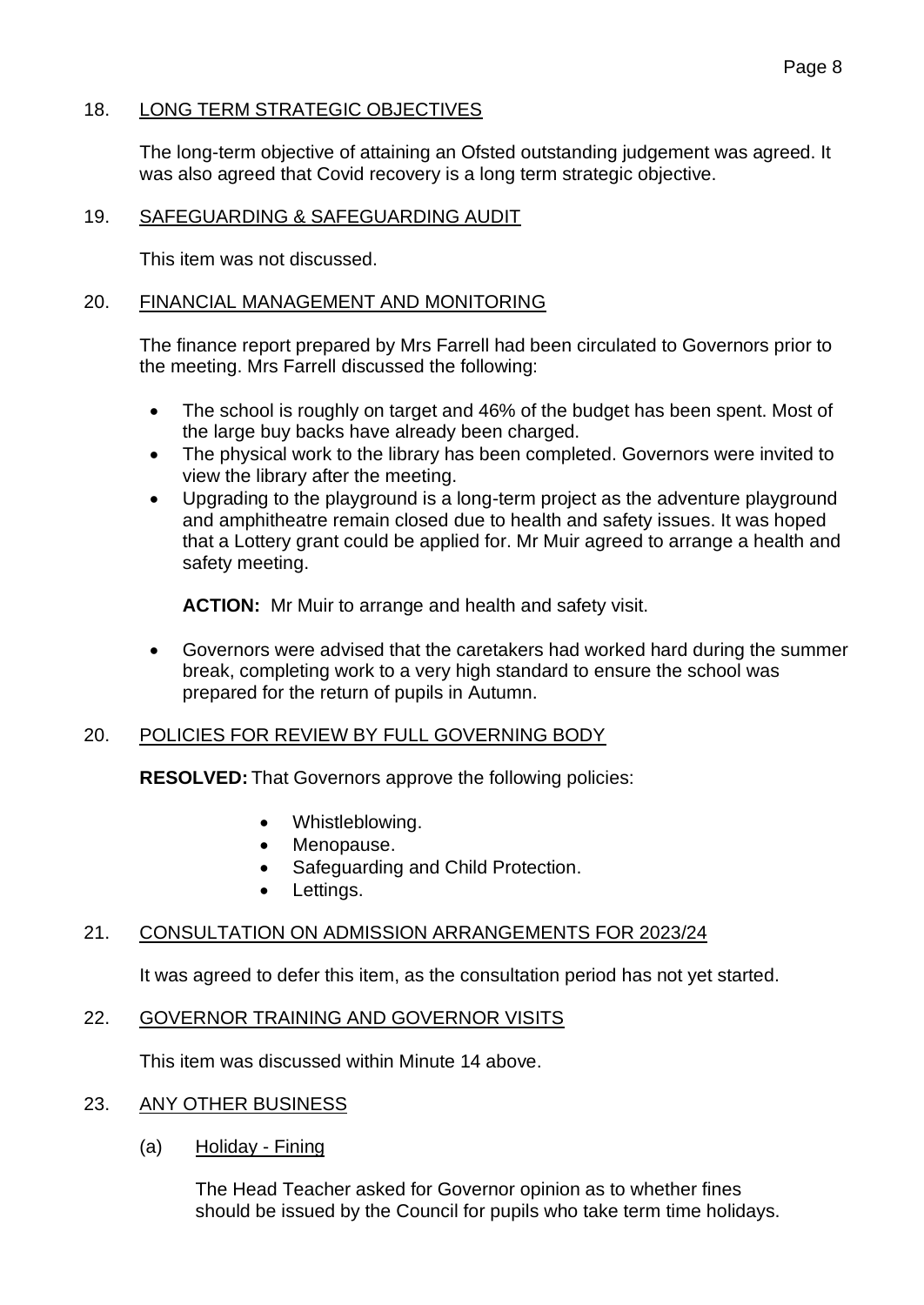## 18. LONG TERM STRATEGIC OBJECTIVES

The long-term objective of attaining an Ofsted outstanding judgement was agreed. It was also agreed that Covid recovery is a long term strategic objective.

## 19. SAFEGUARDING & SAFEGUARDING AUDIT

This item was not discussed.

## 20. FINANCIAL MANAGEMENT AND MONITORING

The finance report prepared by Mrs Farrell had been circulated to Governors prior to the meeting. Mrs Farrell discussed the following:

- The school is roughly on target and 46% of the budget has been spent. Most of the large buy backs have already been charged.
- The physical work to the library has been completed. Governors were invited to view the library after the meeting.
- Upgrading to the playground is a long-term project as the adventure playground and amphitheatre remain closed due to health and safety issues. It was hoped that a Lottery grant could be applied for. Mr Muir agreed to arrange a health and safety meeting.

  **ACTION:** Mr Muir to arrange and health and safety visit.

- Governors were advised that the caretakers had worked hard during the summer break, completing work to a very high standard to ensure the school was prepared for the return of pupils in Autumn.

## 20. POLICIES FOR REVIEW BY FULL GOVERNING BODY

**RESOLVED:** That Governors approve the following policies:

- Whistleblowing.
- Menopause.
- Safeguarding and Child Protection.
- Lettings.

## 21. CONSULTATION ON ADMISSION ARRANGEMENTS FOR 2023/24

It was agreed to defer this item, as the consultation period has not yet started.

## 22. GOVERNOR TRAINING AND GOVERNOR VISITS

This item was discussed within Minute 14 above.

## 23. ANY OTHER BUSINESS

### (a) Holiday - Fining

The Head Teacher asked for Governor opinion as to whether fines should be issued by the Council for pupils who take term time holidays.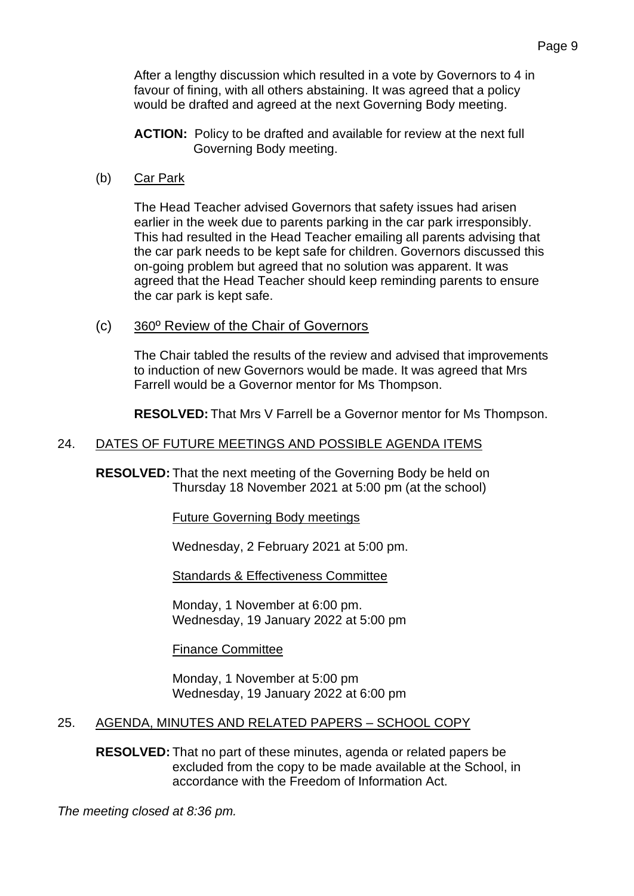After a lengthy discussion which resulted in a vote by Governors to 4 in favour of fining, with all others abstaining. It was agreed that a policy would be drafted and agreed at the next Governing Body meeting.

**ACTION:** Policy to be drafted and available for review at the next full Governing Body meeting.

(b) Car Park

The Head Teacher advised Governors that safety issues had arisen earlier in the week due to parents parking in the car park irresponsibly. This had resulted in the Head Teacher emailing all parents advising that the car park needs to be kept safe for children. Governors discussed this on-going problem but agreed that no solution was apparent. It was agreed that the Head Teacher should keep reminding parents to ensure the car park is kept safe.

(c) 360º Review of the Chair of Governors

The Chair tabled the results of the review and advised that improvements to induction of new Governors would be made. It was agreed that Mrs Farrell would be a Governor mentor for Ms Thompson.

**RESOLVED:** That Mrs V Farrell be a Governor mentor for Ms Thompson.

24. DATES OF FUTURE MEETINGS AND POSSIBLE AGENDA ITEMS

**RESOLVED:** That the next meeting of the Governing Body be held on Thursday 18 November 2021 at 5:00 pm (at the school)

Future Governing Body meetings

Wednesday, 2 February 2021 at 5:00 pm.

Standards & Effectiveness Committee

Monday, 1 November at 6:00 pm.
Wednesday, 19 January 2022 at 5:00 pm

Finance Committee

Monday, 1 November at 5:00 pm
Wednesday, 19 January 2022 at 6:00 pm

25. AGENDA, MINUTES AND RELATED PAPERS – SCHOOL COPY

**RESOLVED:** That no part of these minutes, agenda or related papers be excluded from the copy to be made available at the School, in accordance with the Freedom of Information Act.

*The meeting closed at 8:36 pm.*